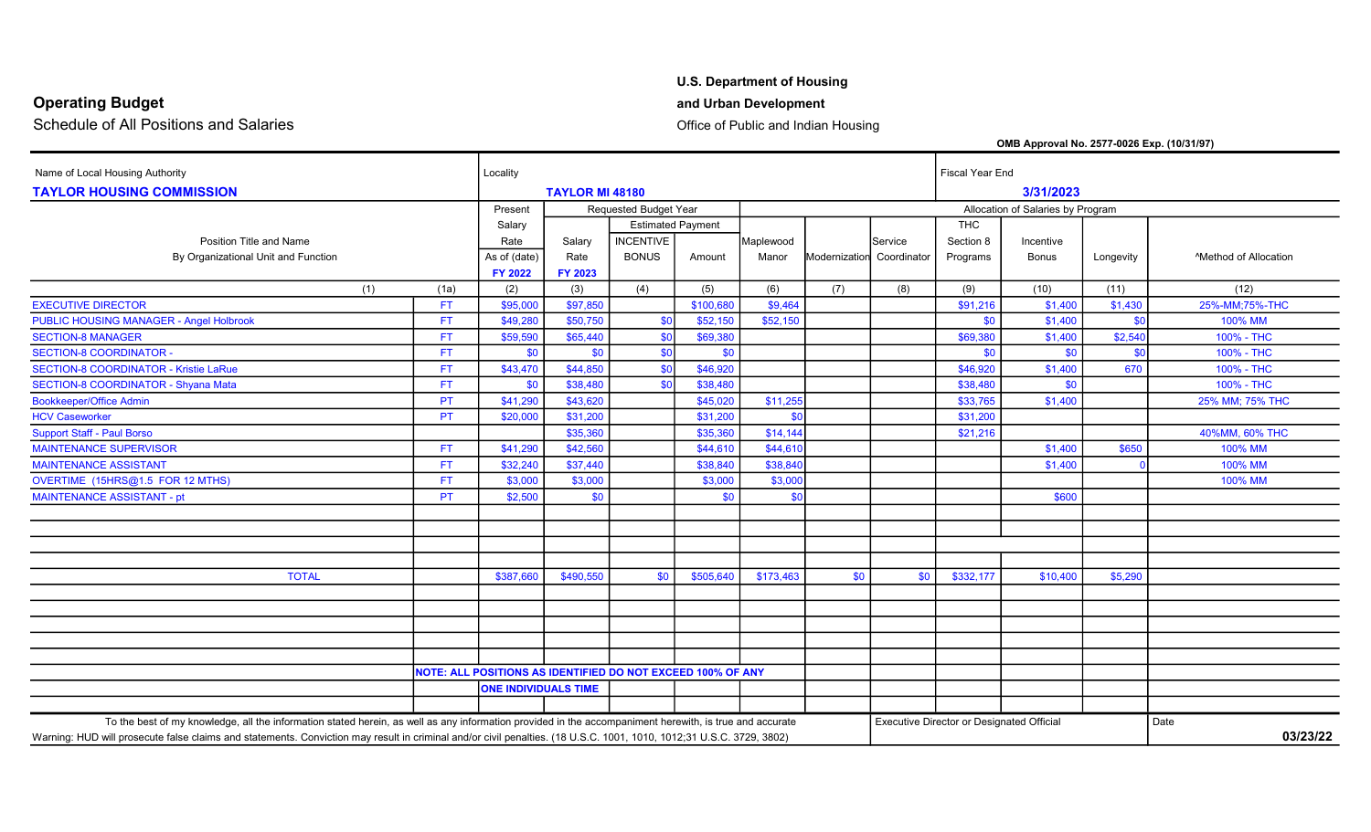# Operating Budget

Schedule of All Positions and Salaries

**U.S. Department of Housing and Urban Development**

Office of Public and Indian Housing

**OMB Approval No. 2577-0026 Exp. (10/31/97)**

| Name of Local Housing Authority | | Locality | | | | | | | Fiscal Year End | | | |
|---|---|---|---|---|---|---|---|---|---|---|---|---|
| **TAYLOR HOUSING COMMISSION** | | **TAYLOR MI 48180** | | | | | | | **3/31/2023** | | | |
| | | Present | Requested Budget Year | | | Allocation of Salaries by Program | | | | | | |
| | | Salary | | Estimated Payment | | | | | THC | | | |
| Position Title and Name By Organizational Unit and Function | | Rate As of (date) **FY 2022** | Salary Rate **FY 2023** | INCENTIVE BONUS | Amount | Maplewood Manor | Modernization | Service Coordinator | Section 8 Programs | Incentive Bonus | Longevity | ^Method of Allocation |
| (1) | (1a) | (2) | (3) | (4) | (5) | (6) | (7) | (8) | (9) | (10) | (11) | (12) |
| EXECUTIVE DIRECTOR | FT | $95,000 | $97,850 | | $100,680 | $9,464 | | | $91,216 | $1,400 | $1,430 | 25%-MM;75%-THC |
| PUBLIC HOUSING MANAGER - Angel Holbrook | FT | $49,280 | $50,750 | $0 | $52,150 | $52,150 | | | $0 | $1,400 | $0 | 100% MM |
| SECTION-8 MANAGER | FT | $59,590 | $65,440 | $0 | $69,380 | | | | $69,380 | $1,400 | $2,540 | 100% - THC |
| SECTION-8 COORDINATOR - | FT | $0 | $0 | $0 | $0 | | | | $0 | $0 | $0 | 100% - THC |
| SECTION-8 COORDINATOR - Kristie LaRue | FT | $43,470 | $44,850 | $0 | $46,920 | | | | $46,920 | $1,400 | 670 | 100% - THC |
| SECTION-8 COORDINATOR - Shyana Mata | FT | $0 | $38,480 | $0 | $38,480 | | | | $38,480 | $0 | | 100% - THC |
| Bookkeeper/Office Admin | PT | $41,290 | $43,620 | | $45,020 | $11,255 | | | $33,765 | $1,400 | | 25% MM; 75% THC |
| HCV Caseworker | PT | $20,000 | $31,200 | | $31,200 | $0 | | | $31,200 | | | |
| Support Staff - Paul Borso | | | $35,360 | | $35,360 | $14,144 | | | $21,216 | | | 40%MM, 60% THC |
| MAINTENANCE SUPERVISOR | FT | $41,290 | $42,560 | | $44,610 | $44,610 | | | | $1,400 | $650 | 100% MM |
| MAINTENANCE ASSISTANT | FT | $32,240 | $37,440 | | $38,840 | $38,840 | | | | $1,400 | 0 | 100% MM |
| OVERTIME (15HRS@1.5 FOR 12 MTHS) | FT | $3,000 | $3,000 | | $3,000 | $3,000 | | | | | | 100% MM |
| MAINTENANCE ASSISTANT - pt | PT | $2,500 | $0 | | $0 | $0 | | | | $600 | | |
| TOTAL | | $387,660 | $490,550 | $0 | $505,640 | $173,463 | $0 | $0 | $332,177 | $10,400 | $5,290 | |

**NOTE: ALL POSITIONS AS IDENTIFIED HEREIN DO NOT EXCEED 100% OF ANY ONE INDIVIDUALS TIME**

To the best of my knowledge, all the information stated herein, as well as any information provided in the accompaniment herewith, is true and accurate

Warning: HUD will prosecute false claims and statements. Conviction may result in criminal and/or civil penalties. (18 U.S.C. 1001, 1010, 1012;31 U.S.C. 3729, 3802)

Executive Director or Designated Official

Date **03/23/22**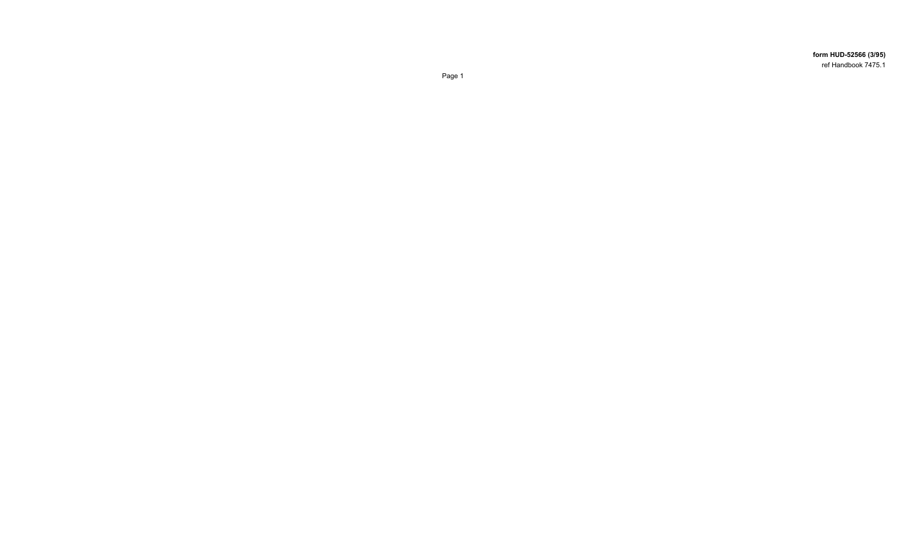**form HUD-52566 (3/95)**
ref Handbook 7475.1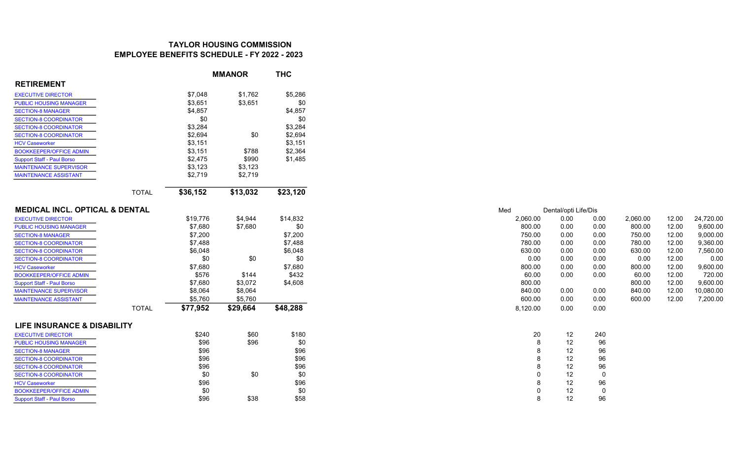# TAYLOR HOUSING COMMISSION
## EMPLOYEE BENEFITS SCHEDULE - FY 2022 - 2023

| | | MMANOR | THC |
|---|---|---|---|
| **RETIREMENT** | | | |
| EXECUTIVE DIRECTOR | $7,048 | $1,762 | $5,286 |
| PUBLIC HOUSING MANAGER | $3,651 | $3,651 | $0 |
| SECTION-8 MANAGER | $4,857 | | $4,857 |
| SECTION-8 COORDINATOR | $0 | | $0 |
| SECTION-8 COORDINATOR | $3,284 | | $3,284 |
| SECTION-8 COORDINATOR | $2,694 | $0 | $2,694 |
| HCV Caseworker | $3,151 | | $3,151 |
| BOOKKEEPER/OFFICE ADMIN | $3,151 | $788 | $2,364 |
| Support Staff - Paul Borso | $2,475 | $990 | $1,485 |
| MAINTENANCE SUPERVISOR | $3,123 | $3,123 | |
| MAINTENANCE ASSISTANT | $2,719 | $2,719 | |
| TOTAL | **$36,152** | **$13,032** | **$23,120** |

| | | MMANOR | THC | Med | Dental/opti | Life/Dis | | | |
|---|---|---|---|---|---|---|---|---|---|
| **MEDICAL INCL. OPTICAL & DENTAL** | | | | | | | | | |
| EXECUTIVE DIRECTOR | $19,776 | $4,944 | $14,832 | 2,060.00 | 0.00 | 0.00 | 2,060.00 | 12.00 | 24,720.00 |
| PUBLIC HOUSING MANAGER | $7,680 | $7,680 | $0 | 800.00 | 0.00 | 0.00 | 800.00 | 12.00 | 9,600.00 |
| SECTION-8 MANAGER | $7,200 | | $7,200 | 750.00 | 0.00 | 0.00 | 750.00 | 12.00 | 9,000.00 |
| SECTION-8 COORDINATOR | $7,488 | | $7,488 | 780.00 | 0.00 | 0.00 | 780.00 | 12.00 | 9,360.00 |
| SECTION-8 COORDINATOR | $6,048 | | $6,048 | 630.00 | 0.00 | 0.00 | 630.00 | 12.00 | 7,560.00 |
| SECTION-8 COORDINATOR | $0 | $0 | $0 | 0.00 | 0.00 | 0.00 | 0.00 | 12.00 | 0.00 |
| HCV Caseworker | $7,680 | | $7,680 | 800.00 | 0.00 | 0.00 | 800.00 | 12.00 | 9,600.00 |
| BOOKKEEPER/OFFICE ADMIN | $576 | $144 | $432 | 60.00 | 0.00 | 0.00 | 60.00 | 12.00 | 720.00 |
| Support Staff - Paul Borso | $7,680 | $3,072 | $4,608 | 800.00 | | | 800.00 | 12.00 | 9,600.00 |
| MAINTENANCE SUPERVISOR | $8,064 | $8,064 | | 840.00 | 0.00 | 0.00 | 840.00 | 12.00 | 10,080.00 |
| MAINTENANCE ASSISTANT | $5,760 | $5,760 | | 600.00 | 0.00 | 0.00 | 600.00 | 12.00 | 7,200.00 |
| TOTAL | **$77,952** | **$29,664** | **$48,288** | 8,120.00 | 0.00 | 0.00 | | | |

| | | MMANOR | THC | | | |
|---|---|---|---|---|---|---|
| **LIFE INSURANCE & DISABILITY** | | | | | | |
| EXECUTIVE DIRECTOR | $240 | $60 | $180 | 20 | 12 | 240 |
| PUBLIC HOUSING MANAGER | $96 | $96 | $0 | 8 | 12 | 96 |
| SECTION-8 MANAGER | $96 | | $96 | 8 | 12 | 96 |
| SECTION-8 COORDINATOR | $96 | | $96 | 8 | 12 | 96 |
| SECTION-8 COORDINATOR | $96 | | $96 | 8 | 12 | 96 |
| SECTION-8 COORDINATOR | $0 | $0 | $0 | 0 | 12 | 0 |
| HCV Caseworker | $96 | | $96 | 8 | 12 | 96 |
| BOOKKEEPER/OFFICE ADMIN | $0 | | $0 | 0 | 12 | 0 |
| Support Staff - Paul Borso | $96 | $38 | $58 | 8 | 12 | 96 |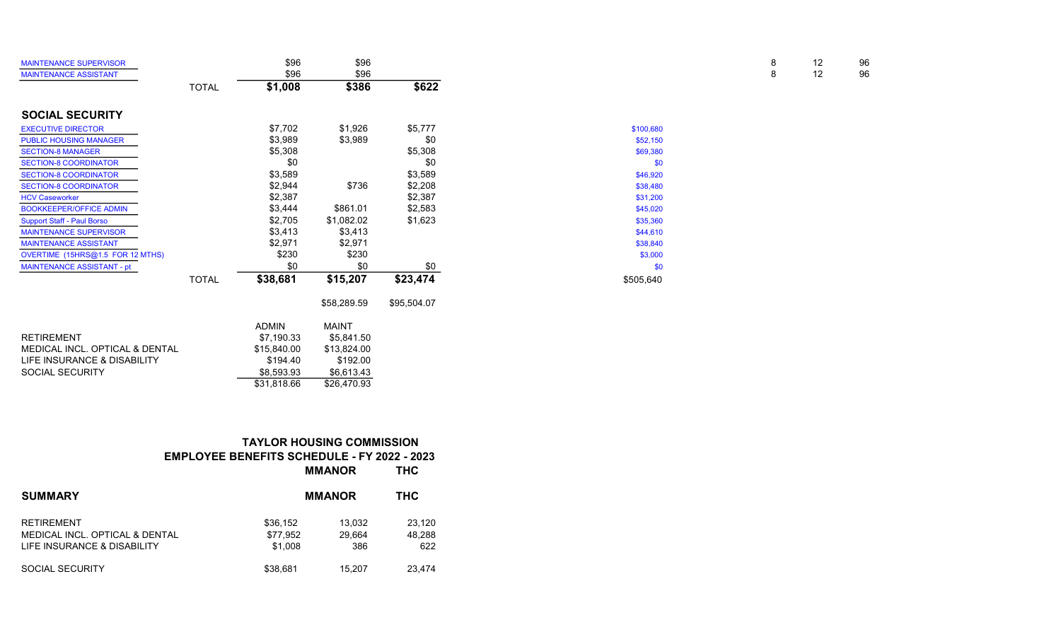| | | | | | | | | |
|---|---|---|---|---|---|---|---|---|
| MAINTENANCE SUPERVISOR | | $96 | $96 | | | 8 | 12 | 96 |
| MAINTENANCE ASSISTANT | | $96 | $96 | | | 8 | 12 | 96 |
| | TOTAL | $1,008 | $386 | $622 | | | | |

## SOCIAL SECURITY

| | | | | | |
|---|---|---|---|---|---|
| EXECUTIVE DIRECTOR | | $7,702 | $1,926 | $5,777 | $100,680 |
| PUBLIC HOUSING MANAGER | | $3,989 | $3,989 | $0 | $52,150 |
| SECTION-8 MANAGER | | $5,308 | | $5,308 | $69,380 |
| SECTION-8 COORDINATOR | | $0 | | $0 | $0 |
| SECTION-8 COORDINATOR | | $3,589 | | $3,589 | $46,920 |
| SECTION-8 COORDINATOR | | $2,944 | $736 | $2,208 | $38,480 |
| HCV Caseworker | | $2,387 | | $2,387 | $31,200 |
| BOOKKEEPER/OFFICE ADMIN | | $3,444 | $861.01 | $2,583 | $45,020 |
| Support Staff - Paul Borso | | $2,705 | $1,082.02 | $1,623 | $35,360 |
| MAINTENANCE SUPERVISOR | | $3,413 | $3,413 | | $44,610 |
| MAINTENANCE ASSISTANT | | $2,971 | $2,971 | | $38,840 |
| OVERTIME (15HRS@1.5 FOR 12 MTHS) | | $230 | $230 | | $3,000 |
| MAINTENANCE ASSISTANT - pt | | $0 | $0 | $0 | $0 |
| | TOTAL | $38,681 | $15,207 | $23,474 | $505,640 |
| | | | $58,289.59 | $95,504.07 | |

| | ADMIN | MAINT |
|---|---|---|
| RETIREMENT | $7,190.33 | $5,841.50 |
| MEDICAL INCL. OPTICAL & DENTAL | $15,840.00 | $13,824.00 |
| LIFE INSURANCE & DISABILITY | $194.40 | $192.00 |
| SOCIAL SECURITY | $8,593.93 | $6,613.43 |
| | $31,818.66 | $26,470.93 |

## TAYLOR HOUSING COMMISSION
## EMPLOYEE BENEFITS SCHEDULE - FY 2022 - 2023

| | | MMANOR | THC |
|---|---|---|---|
| **SUMMARY** | | **MMANOR** | **THC** |
| RETIREMENT | $36,152 | 13,032 | 23,120 |
| MEDICAL INCL. OPTICAL & DENTAL | $77,952 | 29,664 | 48,288 |
| LIFE INSURANCE & DISABILITY | $1,008 | 386 | 622 |
| SOCIAL SECURITY | $38,681 | 15,207 | 23,474 |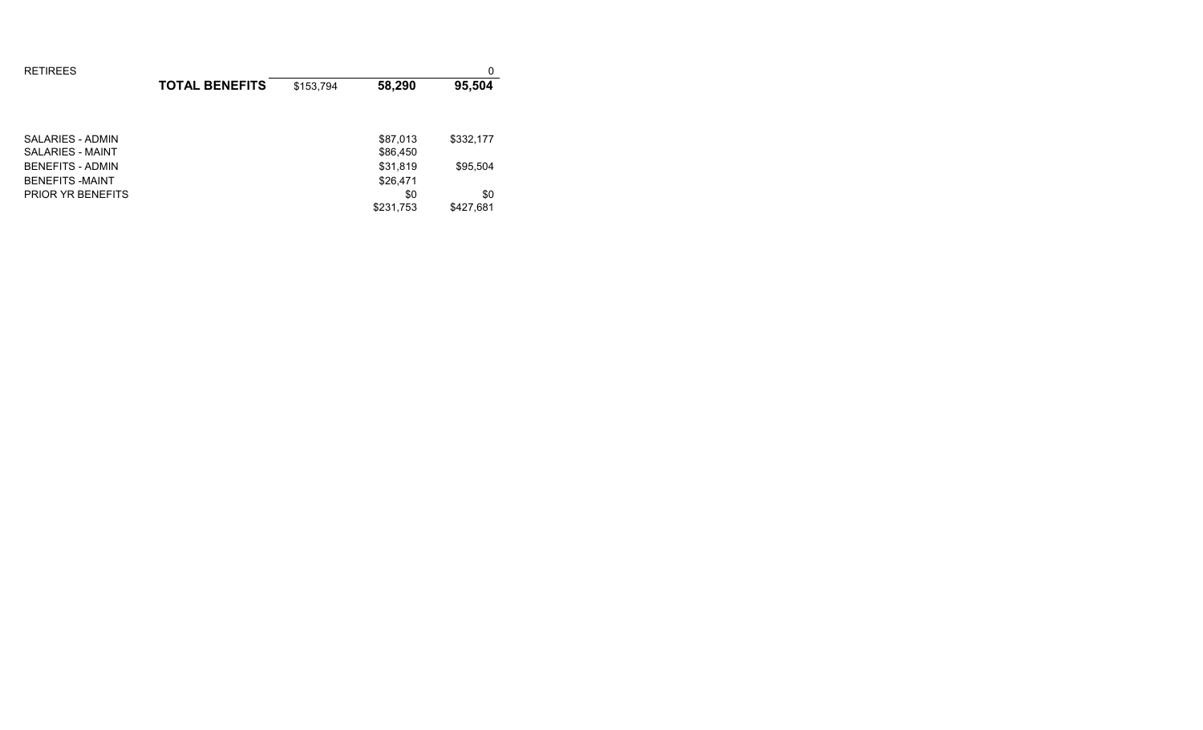| | | | | |
|---|---|---|---|---|
| RETIREES | | | | 0 |
| | **TOTAL BENEFITS** | $153,794 | **58,290** | **95,504** |

| | | |
|---|---|---|
| SALARIES - ADMIN | $87,013 | $332,177 |
| SALARIES - MAINT | $86,450 | |
| BENEFITS - ADMIN | $31,819 | $95,504 |
| BENEFITS -MAINT | $26,471 | |
| PRIOR YR BENEFITS | $0 | $0 |
| | $231,753 | $427,681 |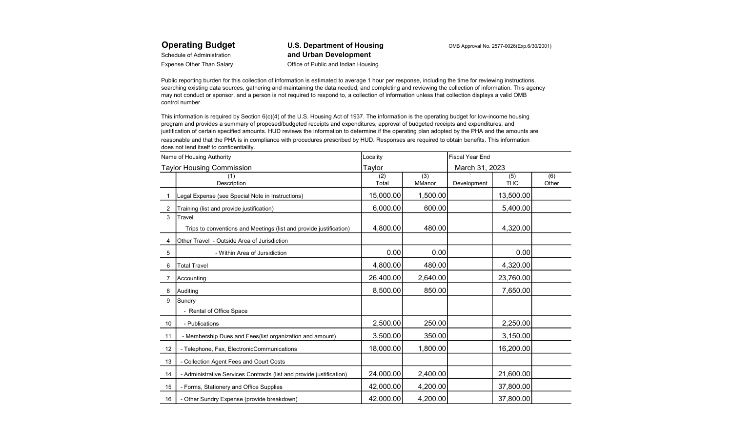**Operating Budget**
Schedule of Administration
Expense Other Than Salary

**U.S. Department of Housing and Urban Development**
Office of Public and Indian Housing

OMB Approval No. 2577-0026(Exp.6/30/2001)

Public reporting burden for this collection of information is estimated to average 1 hour per response, including the time for reviewing instructions, searching existing data sources, gathering and maintaining the data needed, and completing and reviewing the collection of information. This agency may not conduct or sponsor, and a person is not required to respond to, a collection of information unless that collection displays a valid OMB control number.

This information is required by Section 6(c)(4) of the U.S. Housing Act of 1937. The information is the operating budget for low-income housing program and provides a summary of proposed/budgeted receipts and expenditures, approval of budgeted receipts and expenditures, and justification of certain specified amounts. HUD reviews the information to determine if the operating plan adopted by the PHA and the amounts are reasonable and that the PHA is in compliance with procedures prescribed by HUD. Responses are required to obtain benefits. This information does not lend itself to confidentiality.

| Name of Housing Authority | | Locality | | Fiscal Year End | | |
|---|---|---|---|---|---|---|
| Taylor Housing Commission | | Taylor | | March 31, 2023 | | |
| | (1) Description | (2) Total | (3) MManor | Development | (5) THC | (6) Other |
| 1 | Legal Expense (see Special Note in Instructions) | 15,000.00 | 1,500.00 | | 13,500.00 | |
| 2 | Training (list and provide justification) | 6,000.00 | 600.00 | | 5,400.00 | |
| 3 | Travel<br>Trips to conventions and Meetings (list and provide justification) | 4,800.00 | 480.00 | | 4,320.00 | |
| 4 | Other Travel - Outside Area of Jurisdiction | | | | | |
| 5 | - Within Area of Jursidiction | 0.00 | 0.00 | | 0.00 | |
| 6 | Total Travel | 4,800.00 | 480.00 | | 4,320.00 | |
| 7 | Accounting | 26,400.00 | 2,640.00 | | 23,760.00 | |
| 8 | Auditing | 8,500.00 | 850.00 | | 7,650.00 | |
| 9 | Sundry<br>- Rental of Office Space | | | | | |
| 10 | - Publications | 2,500.00 | 250.00 | | 2,250.00 | |
| 11 | - Membership Dues and Fees(list organization and amount) | 3,500.00 | 350.00 | | 3,150.00 | |
| 12 | - Telephone, Fax, ElectronicCommunications | 18,000.00 | 1,800.00 | | 16,200.00 | |
| 13 | - Collection Agent Fees and Court Costs | | | | | |
| 14 | - Administrative Services Contracts (list and provide justification) | 24,000.00 | 2,400.00 | | 21,600.00 | |
| 15 | - Forms, Stationery and Office Supplies | 42,000.00 | 4,200.00 | | 37,800.00 | |
| 16 | - Other Sundry Expense (provide breakdown) | 42,000.00 | 4,200.00 | | 37,800.00 | |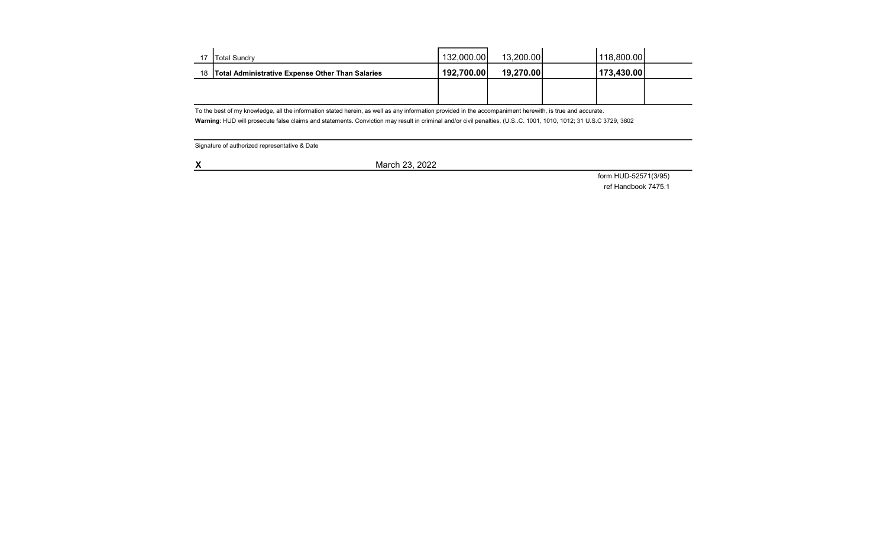| | | | | | | |
|---|---|---|---|---|---|---|
| 17 | Total Sundry | 132,000.00 | 13,200.00 | | 118,800.00 | |
| 18 | **Total Administrative Expense Other Than Salaries** | **192,700.00** | **19,270.00** | | **173,430.00** | |
| | | | | | | |

To the best of my knowledge, all the information stated herein, as well as any information provided in the accompaniment herewith, is true and accurate.

**Warning**: HUD will prosecute false claims and statements. Conviction may result in criminal and/or civil penalties. (U.S..C. 1001, 1010, 1012; 31 U.S.C 3729, 3802

Signature of authorized representative & Date

**X** March 23, 2022

form HUD-52571(3/95)
ref Handbook 7475.1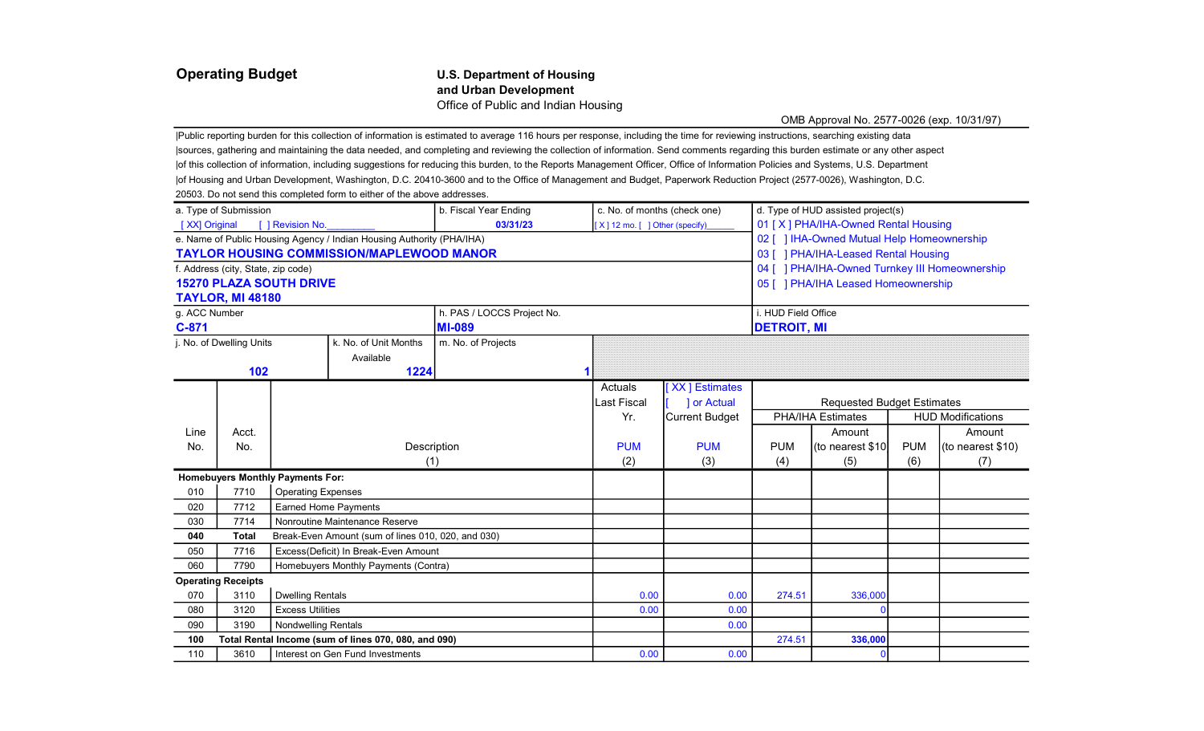**Operating Budget**

**U.S. Department of Housing and Urban Development**
Office of Public and Indian Housing

OMB Approval No. 2577-0026 (exp. 10/31/97)

Public reporting burden for this collection of information is estimated to average 116 hours per response, including the time for reviewing instructions, searching existing data sources, gathering and maintaining the data needed, and completing and reviewing the collection of information. Send comments regarding this burden estimate or any other aspect of this collection of information, including suggestions for reducing this burden, to the Reports Management Officer, Office of Information Policies and Systems, U.S. Department of Housing and Urban Development, Washington, D.C. 20410-3600 and to the Office of Management and Budget, Paperwork Reduction Project (2577-0026), Washington, D.C. 20503. Do not send this completed form to either of the above addresses.

a. Type of Submission: [ XX] Original [ ] Revision No.\_\_\_\_\_\_\_\_\_

b. Fiscal Year Ending: 03/31/23

c. No. of months (check one): [ X ] 12 mo. [ ] Other (specify)\_\_\_\_\_\_

d. Type of HUD assisted project(s):
01 [ X ] PHA/IHA-Owned Rental Housing
02 [ ] IHA-Owned Mutual Help Homeownership
03 [ ] PHA/IHA-Leased Rental Housing
04 [ ] PHA/IHA-Owned Turnkey III Homeownership
05 [ ] PHA/IHA Leased Homeownership

e. Name of Public Housing Agency / Indian Housing Authority (PHA/IHA): **TAYLOR HOUSING COMMISSION/MAPLEWOOD MANOR**

f. Address (city, State, zip code): **15270 PLAZA SOUTH DRIVE, TAYLOR, MI 48180**

g. ACC Number: **C-871**

h. PAS / LOCCS Project No.: **MI-089**

i. HUD Field Office: **DETROIT, MI**

j. No. of Dwelling Units: **102**

k. No. of Unit Months Available: **1224**

m. No. of Projects: **1**

| Line No. | Acct. No. | Description (1) | Actuals Last Fiscal Yr. PUM (2) | [ XX ] Estimates [ ] or Actual Current Budget PUM (3) | Requested Budget Estimates: PHA/IHA Estimates PUM (4) | PHA/IHA Estimates Amount (to nearest $10) (5) | HUD Modifications PUM (6) | HUD Modifications Amount (to nearest $10) (7) |
|---|---|---|---|---|---|---|---|---|
| **Homebuyers Monthly Payments For:** | | | | | | | | |
| 010 | 7710 | Operating Expenses | | | | | | |
| 020 | 7712 | Earned Home Payments | | | | | | |
| 030 | 7714 | Nonroutine Maintenance Reserve | | | | | | |
| **040** | **Total** | Break-Even Amount (sum of lines 010, 020, and 030) | | | | | | |
| 050 | 7716 | Excess(Deficit) In Break-Even Amount | | | | | | |
| 060 | 7790 | Homebuyers Monthly Payments (Contra) | | | | | | |
| **Operating Receipts** | | | | | | | | |
| 070 | 3110 | Dwelling Rentals | 0.00 | 0.00 | 274.51 | 336,000 | | |
| 080 | 3120 | Excess Utilities | 0.00 | 0.00 | | 0 | | |
| 090 | 3190 | Nondwelling Rentals | | 0.00 | | | | |
| **100** | | **Total Rental Income (sum of lines 070, 080, and 090)** | | | 274.51 | **336,000** | | |
| 110 | 3610 | Interest on Gen Fund Investments | 0.00 | 0.00 | | 0 | | |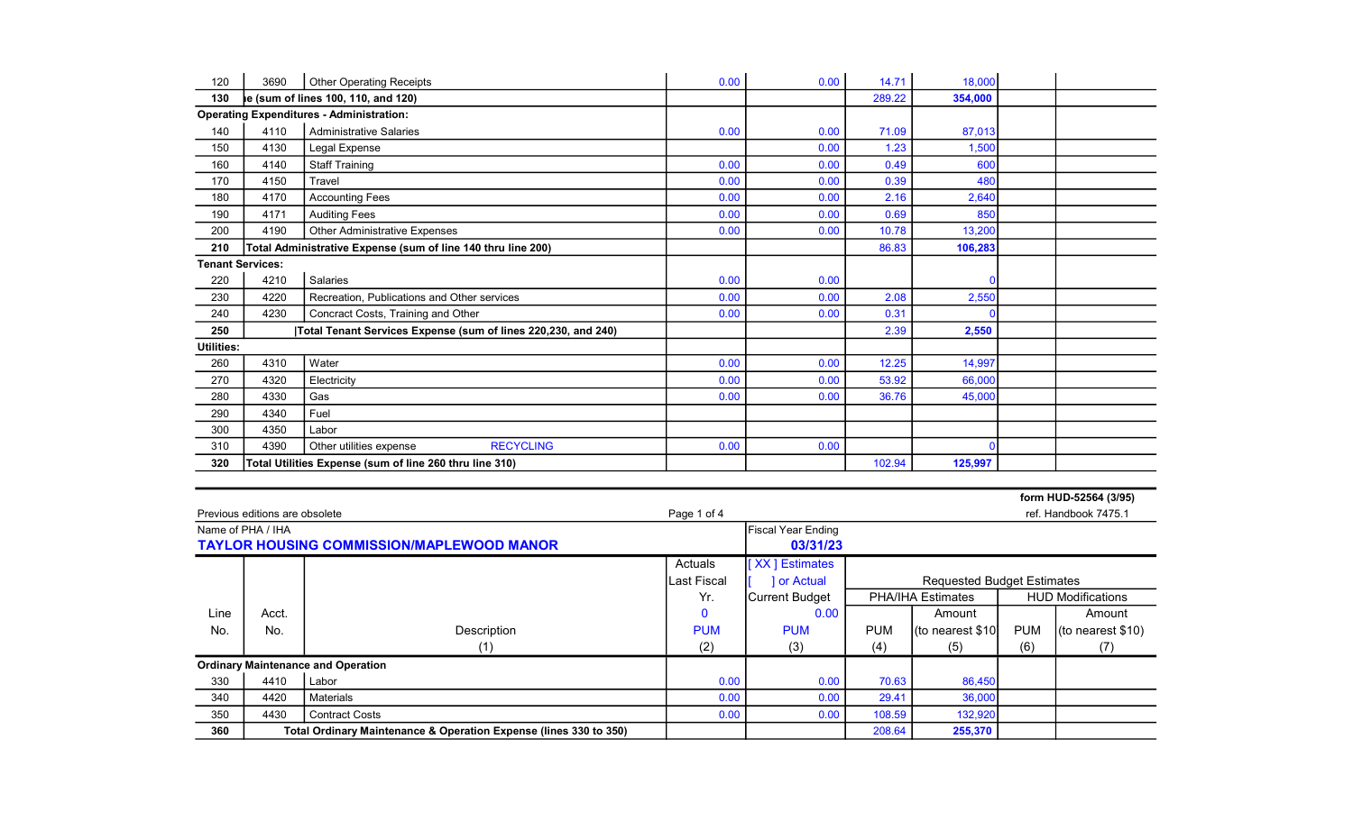| Line No. | Acct. No. | Description (1) | Actuals Last Fiscal Yr. (2) | Current Budget (3) | PHA/IHA Estimates PUM (4) | PHA/IHA Estimates Amount (5) | HUD Modifications PUM (6) | HUD Modifications Amount (7) |
|---|---|---|---|---|---|---|---|---|
| 120 | 3690 | Other Operating Receipts | 0.00 | 0.00 | 14.71 | 18,000 | | |
| **130** | | **e (sum of lines 100, 110, and 120)** | | | 289.22 | **354,000** | | |
| **Operating Expenditures - Administration:** | | | | | | | | |
| 140 | 4110 | Administrative Salaries | 0.00 | 0.00 | 71.09 | 87,013 | | |
| 150 | 4130 | Legal Expense | | 0.00 | 1.23 | 1,500 | | |
| 160 | 4140 | Staff Training | 0.00 | 0.00 | 0.49 | 600 | | |
| 170 | 4150 | Travel | 0.00 | 0.00 | 0.39 | 480 | | |
| 180 | 4170 | Accounting Fees | 0.00 | 0.00 | 2.16 | 2,640 | | |
| 190 | 4171 | Auditing Fees | 0.00 | 0.00 | 0.69 | 850 | | |
| 200 | 4190 | Other Administrative Expenses | 0.00 | 0.00 | 10.78 | 13,200 | | |
| **210** | | **Total Administrative Expense (sum of line 140 thru line 200)** | | | 86.83 | **106,283** | | |
| **Tenant Services:** | | | | | | | | |
| 220 | 4210 | Salaries | 0.00 | 0.00 | | 0 | | |
| 230 | 4220 | Recreation, Publications and Other services | 0.00 | 0.00 | 2.08 | 2,550 | | |
| 240 | 4230 | Concract Costs, Training and Other | 0.00 | 0.00 | 0.31 | 0 | | |
| **250** | | **Total Tenant Services Expense (sum of lines 220,230, and 240)** | | | 2.39 | **2,550** | | |
| **Utilities:** | | | | | | | | |
| 260 | 4310 | Water | 0.00 | 0.00 | 12.25 | 14,997 | | |
| 270 | 4320 | Electricity | 0.00 | 0.00 | 53.92 | 66,000 | | |
| 280 | 4330 | Gas | 0.00 | 0.00 | 36.76 | 45,000 | | |
| 290 | 4340 | Fuel | | | | | | |
| 300 | 4350 | Labor | | | | | | |
| 310 | 4390 | Other utilities expense RECYCLING | 0.00 | 0.00 | | 0 | | |
| **320** | | **Total Utilities Expense (sum of line 260 thru line 310)** | | | 102.94 | **125,997** | | |

**form HUD-52564 (3/95)**

Previous editions are obsolete — ref. Handbook 7475.1

Name of PHA / IHA: **TAYLOR HOUSING COMMISSION/MAPLEWOOD MANOR**

Fiscal Year Ending: **03/31/23**

| Line No. | Acct. No. | Description (1) | Actuals Last Fiscal Yr. 0 PUM (2) | [ XX ] Estimates [ ] or Actual Current Budget 0.00 PUM (3) | Requested Budget Estimates: PHA/IHA Estimates PUM (4) | PHA/IHA Estimates Amount (to nearest $10) (5) | HUD Modifications PUM (6) | HUD Modifications Amount (to nearest $10) (7) |
|---|---|---|---|---|---|---|---|---|
| **Ordinary Maintenance and Operation** | | | | | | | | |
| 330 | 4410 | Labor | 0.00 | 0.00 | 70.63 | 86,450 | | |
| 340 | 4420 | Materials | 0.00 | 0.00 | 29.41 | 36,000 | | |
| 350 | 4430 | Contract Costs | 0.00 | 0.00 | 108.59 | 132,920 | | |
| **360** | | **Total Ordinary Maintenance & Operation Expense (lines 330 to 350)** | | | 208.64 | **255,370** | | |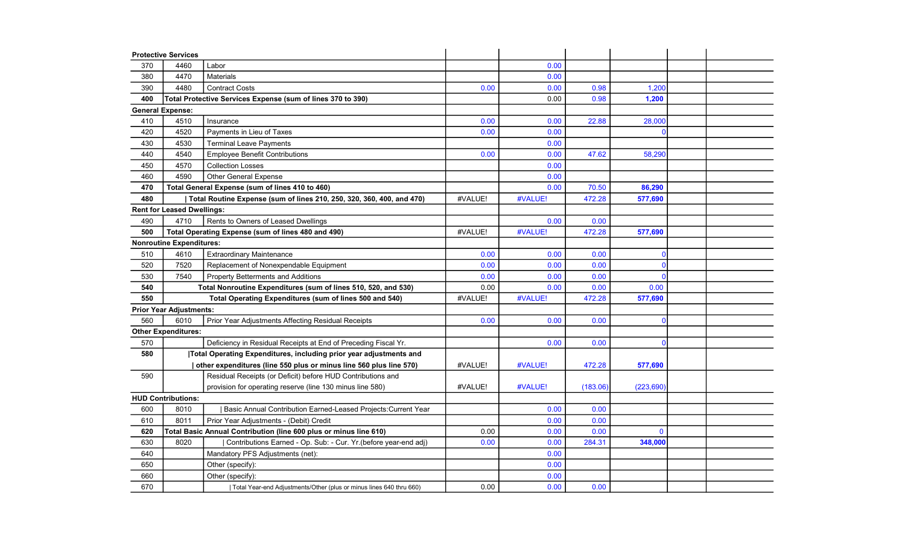| | | | | | | | | |
|---|---|---|---|---|---|---|---|---|
| **Protective Services** | | | | | | | | |
| 370 | 4460 | Labor | | 0.00 | | | | |
| 380 | 4470 | Materials | | 0.00 | | | | |
| 390 | 4480 | Contract Costs | 0.00 | 0.00 | 0.98 | 1,200 | | |
| **400** | **Total Protective Services Expense (sum of lines 370 to 390)** | | | 0.00 | 0.98 | **1,200** | | |
| **General Expense:** | | | | | | | | |
| 410 | 4510 | Insurance | 0.00 | 0.00 | 22.88 | 28,000 | | |
| 420 | 4520 | Payments in Lieu of Taxes | 0.00 | 0.00 | | 0 | | |
| 430 | 4530 | Terminal Leave Payments | | 0.00 | | | | |
| 440 | 4540 | Employee Benefit Contributions | 0.00 | 0.00 | 47.62 | 58,290 | | |
| 450 | 4570 | Collection Losses | | 0.00 | | | | |
| 460 | 4590 | Other General Expense | | 0.00 | | | | |
| **470** | **Total General Expense (sum of lines 410 to 460)** | | | 0.00 | 70.50 | **86,290** | | |
| **480** | **\| Total Routine Expense (sum of lines 210, 250, 320, 360, 400, and 470)** | | #VALUE! | #VALUE! | 472.28 | **577,690** | | |
| **Rent for Leased Dwellings:** | | | | | | | | |
| 490 | 4710 | Rents to Owners of Leased Dwellings | | 0.00 | 0.00 | | | |
| **500** | **Total Operating Expense (sum of lines 480 and 490)** | | #VALUE! | #VALUE! | 472.28 | **577,690** | | |
| **Nonroutine Expenditures:** | | | | | | | | |
| 510 | 4610 | Extraordinary Maintenance | 0.00 | 0.00 | 0.00 | 0 | | |
| 520 | 7520 | Replacement of Nonexpendable Equipment | 0.00 | 0.00 | 0.00 | 0 | | |
| 530 | 7540 | Property Betterments and Additions | 0.00 | 0.00 | 0.00 | 0 | | |
| **540** | **Total Nonroutine Expenditures (sum of lines 510, 520, and 530)** | | 0.00 | 0.00 | 0.00 | 0.00 | | |
| **550** | **Total Operating Expenditures (sum of lines 500 and 540)** | | #VALUE! | #VALUE! | 472.28 | **577,690** | | |
| **Prior Year Adjustments:** | | | | | | | | |
| 560 | 6010 | Prior Year Adjustments Affecting Residual Receipts | 0.00 | 0.00 | 0.00 | 0 | | |
| **Other Expenditures:** | | | | | | | | |
| 570 | | Deficiency in Residual Receipts at End of Preceding Fiscal Yr. | | 0.00 | 0.00 | 0 | | |
| **580** | **\|Total Operating Expenditures, including prior year adjustments and \| other expenditures (line 550 plus or minus line 560 plus line 570)** | | #VALUE! | #VALUE! | 472.28 | **577,690** | | |
| 590 | | Residual Receipts (or Deficit) before HUD Contributions and provision for operating reserve (line 130 minus line 580) | #VALUE! | #VALUE! | (183.06) | (223,690) | | |
| **HUD Contributions:** | | | | | | | | |
| 600 | 8010 | \| Basic Annual Contribution Earned-Leased Projects:Current Year | | 0.00 | 0.00 | | | |
| 610 | 8011 | Prior Year Adjustments - (Debit) Credit | | 0.00 | 0.00 | | | |
| **620** | **Total Basic Annual Contribution (line 600 plus or minus line 610)** | | 0.00 | 0.00 | 0.00 | 0 | | |
| 630 | 8020 | \| Contributions Earned - Op. Sub: - Cur. Yr.(before year-end adj) | 0.00 | 0.00 | 284.31 | **348,000** | | |
| 640 | | Mandatory PFS Adjustments (net): | | 0.00 | | | | |
| 650 | | Other (specify): | | 0.00 | | | | |
| 660 | | Other (specify): | | 0.00 | | | | |
| 670 | | \| Total Year-end Adjustments/Other (plus or minus lines 640 thru 660) | 0.00 | 0.00 | 0.00 | | | |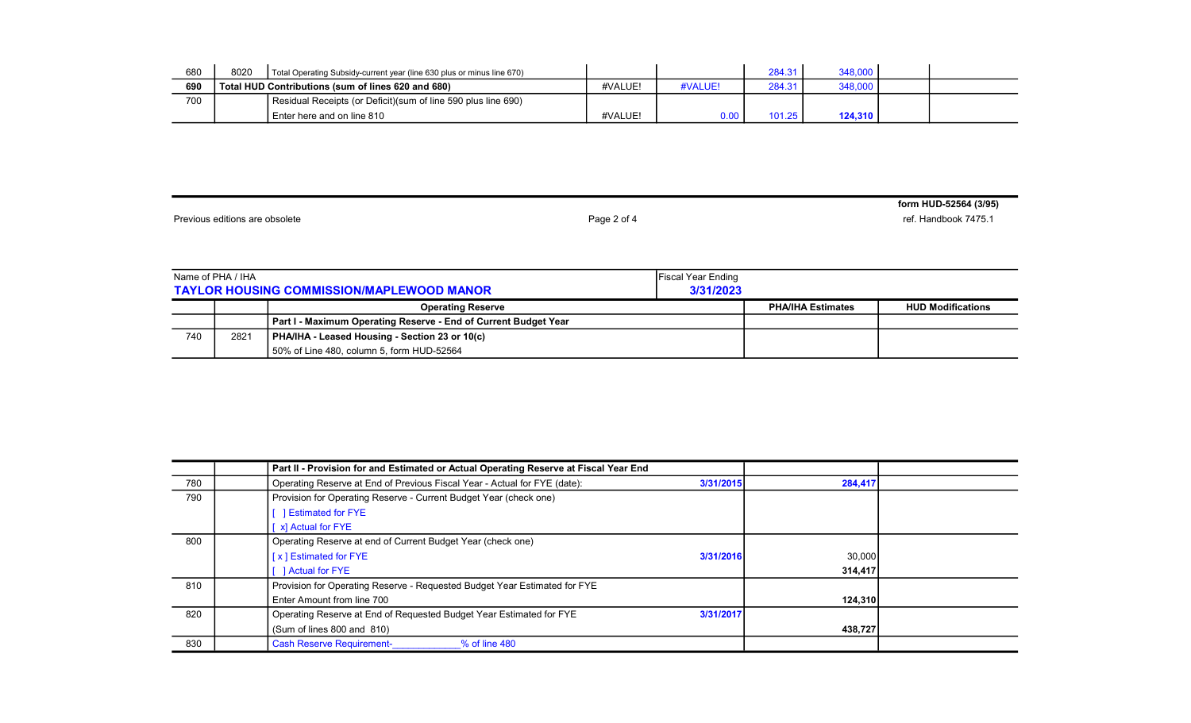| | | | | | | | | |
|---|---|---|---|---|---|---|---|---|
| 680 | 8020 | Total Operating Subsidy-current year (line 630 plus or minus line 670) | | | 284.31 | 348,000 | | |
| **690** | **Total HUD Contributions (sum of lines 620 and 680)** | | #VALUE! | #VALUE! | 284.31 | 348,000 | | |
| 700 | | Residual Receipts (or Deficit)(sum of line 590 plus line 690) Enter here and on line 810 | #VALUE! | 0.00 | 101.25 | **124,310** | | |

Previous editions are obsolete

**form HUD-52564 (3/95)**
ref. Handbook 7475.1

| Name of PHA / IHA | | Fiscal Year Ending |
|---|---|---|
| **TAYLOR HOUSING COMMISSION/MAPLEWOOD MANOR** | | **3/31/2023** |

| | | | PHA/IHA Estimates | HUD Modifications |
|---|---|---|---|---|
| | | **Operating Reserve** | **PHA/IHA Estimates** | **HUD Modifications** |
| | | **Part I - Maximum Operating Reserve - End of Current Budget Year** | | |
| 740 | 2821 | **PHA/IHA - Leased Housing - Section 23 or 10(c)** 50% of Line 480, column 5, form HUD-52564 | | |

| | | | | | |
|---|---|---|---|---|---|
| | | **Part II - Provision for and Estimated or Actual Operating Reserve at Fiscal Year End** | | | |
| 780 | | Operating Reserve at End of Previous Fiscal Year - Actual for FYE (date): | **3/31/2015** | **284,417** | |
| 790 | | Provision for Operating Reserve - Current Budget Year (check one) | | | |
| | | [ ] Estimated for FYE | | | |
| | | [ x] Actual for FYE | | | |
| 800 | | Operating Reserve at end of Current Budget Year (check one) | | | |
| | | [ x ] Estimated for FYE | **3/31/2016** | 30,000 | |
| | | [ ] Actual for FYE | | **314,417** | |
| 810 | | Provision for Operating Reserve - Requested Budget Year Estimated for FYE Enter Amount from line 700 | | **124,310** | |
| 820 | | Operating Reserve at End of Requested Budget Year Estimated for FYE (Sum of lines 800 and 810) | **3/31/2017** | **438,727** | |
| 830 | | Cash Reserve Requirement-____________% of line 480 | | | |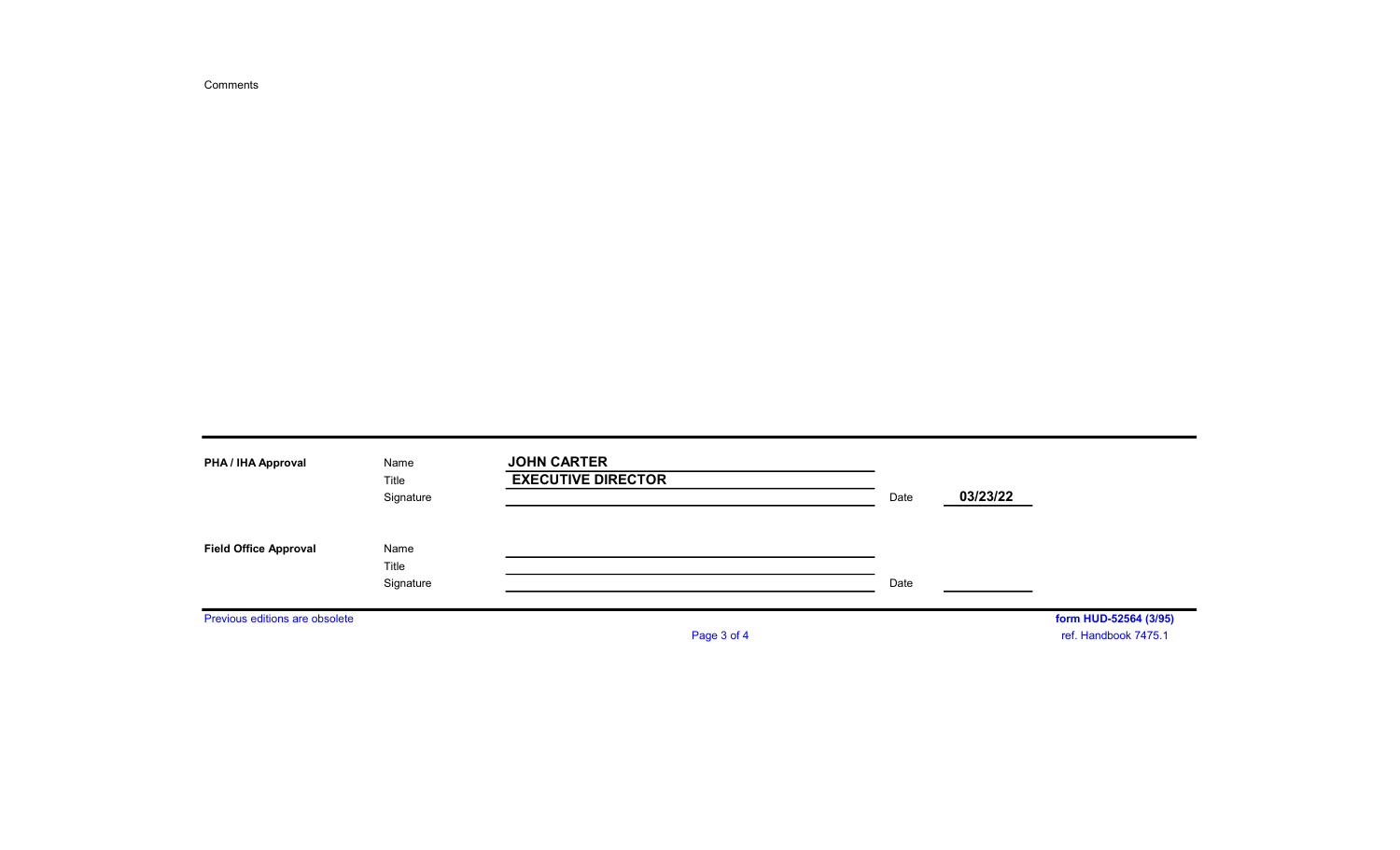Comments

| **PHA / IHA Approval** | Name | **JOHN CARTER** | | |
|---|---|---|---|---|
| | Title | **EXECUTIVE DIRECTOR** | | |
| | Signature | | Date | **03/23/22** |
| **Field Office Approval** | Name | | | |
| | Title | | | |
| | Signature | | Date | |

Previous editions are obsolete

**form HUD-52564 (3/95)**
ref. Handbook 7475.1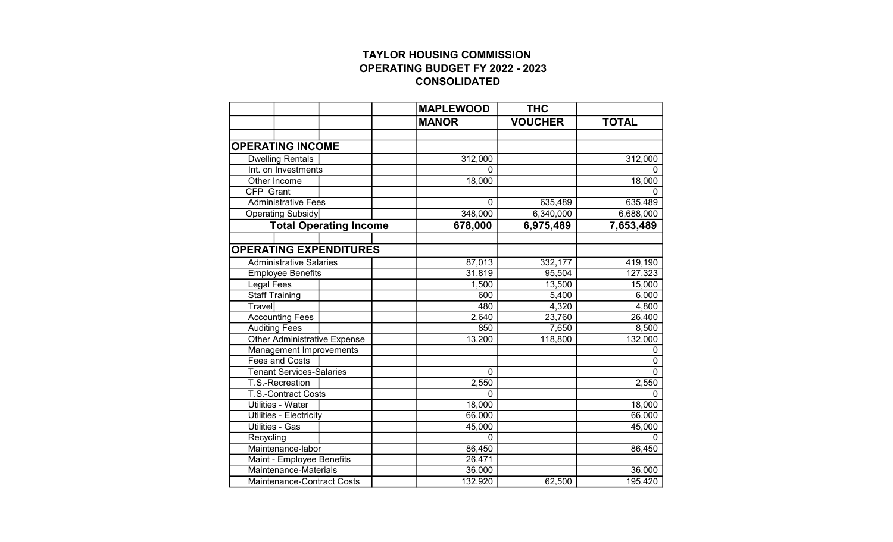# TAYLOR HOUSING COMMISSION
## OPERATING BUDGET FY 2022 - 2023
## CONSOLIDATED

| | MAPLEWOOD MANOR | THC VOUCHER | TOTAL |
|---|---|---|---|
| **OPERATING INCOME** | | | |
| Dwelling Rentals | 312,000 | | 312,000 |
| Int. on Investments | 0 | | 0 |
| Other Income | 18,000 | | 18,000 |
| CFP Grant | | | 0 |
| Administrative Fees | 0 | 635,489 | 635,489 |
| Operating Subsidy | 348,000 | 6,340,000 | 6,688,000 |
| **Total Operating Income** | **678,000** | **6,975,489** | **7,653,489** |
| | | | |
| **OPERATING EXPENDITURES** | | | |
| Administrative Salaries | 87,013 | 332,177 | 419,190 |
| Employee Benefits | 31,819 | 95,504 | 127,323 |
| Legal Fees | 1,500 | 13,500 | 15,000 |
| Staff Training | 600 | 5,400 | 6,000 |
| Travel | 480 | 4,320 | 4,800 |
| Accounting Fees | 2,640 | 23,760 | 26,400 |
| Auditing Fees | 850 | 7,650 | 8,500 |
| Other Administrative Expense | 13,200 | 118,800 | 132,000 |
| Management Improvements | | | 0 |
| Fees and Costs | | | 0 |
| Tenant Services-Salaries | 0 | | 0 |
| T.S.-Recreation | 2,550 | | 2,550 |
| T.S.-Contract Costs | 0 | | 0 |
| Utilities - Water | 18,000 | | 18,000 |
| Utilities - Electricity | 66,000 | | 66,000 |
| Utilities - Gas | 45,000 | | 45,000 |
| Recycling | 0 | | 0 |
| Maintenance-labor | 86,450 | | 86,450 |
| Maint - Employee Benefits | 26,471 | | |
| Maintenance-Materials | 36,000 | | 36,000 |
| Maintenance-Contract Costs | 132,920 | 62,500 | 195,420 |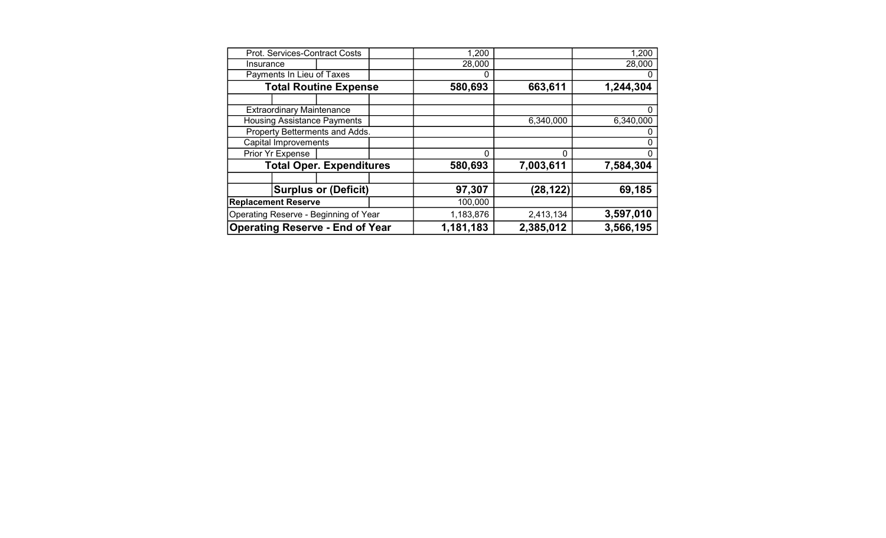| | | | |
|---|---|---|---|
| Prot. Services-Contract Costs | 1,200 | | 1,200 |
| Insurance | 28,000 | | 28,000 |
| Payments In Lieu of Taxes | 0 | | 0 |
| **Total Routine Expense** | **580,693** | **663,611** | **1,244,304** |
| | | | |
| Extraordinary Maintenance | | | 0 |
| Housing Assistance Payments | | 6,340,000 | 6,340,000 |
| Property Betterments and Adds. | | | 0 |
| Capital Improvements | | | 0 |
| Prior Yr Expense | 0 | 0 | 0 |
| **Total Oper. Expenditures** | **580,693** | **7,003,611** | **7,584,304** |
| | | | |
| **Surplus or (Deficit)** | **97,307** | **(28,122)** | **69,185** |
| **Replacement Reserve** | 100,000 | | |
| Operating Reserve - Beginning of Year | 1,183,876 | 2,413,134 | **3,597,010** |
| **Operating Reserve - End of Year** | **1,181,183** | **2,385,012** | **3,566,195** |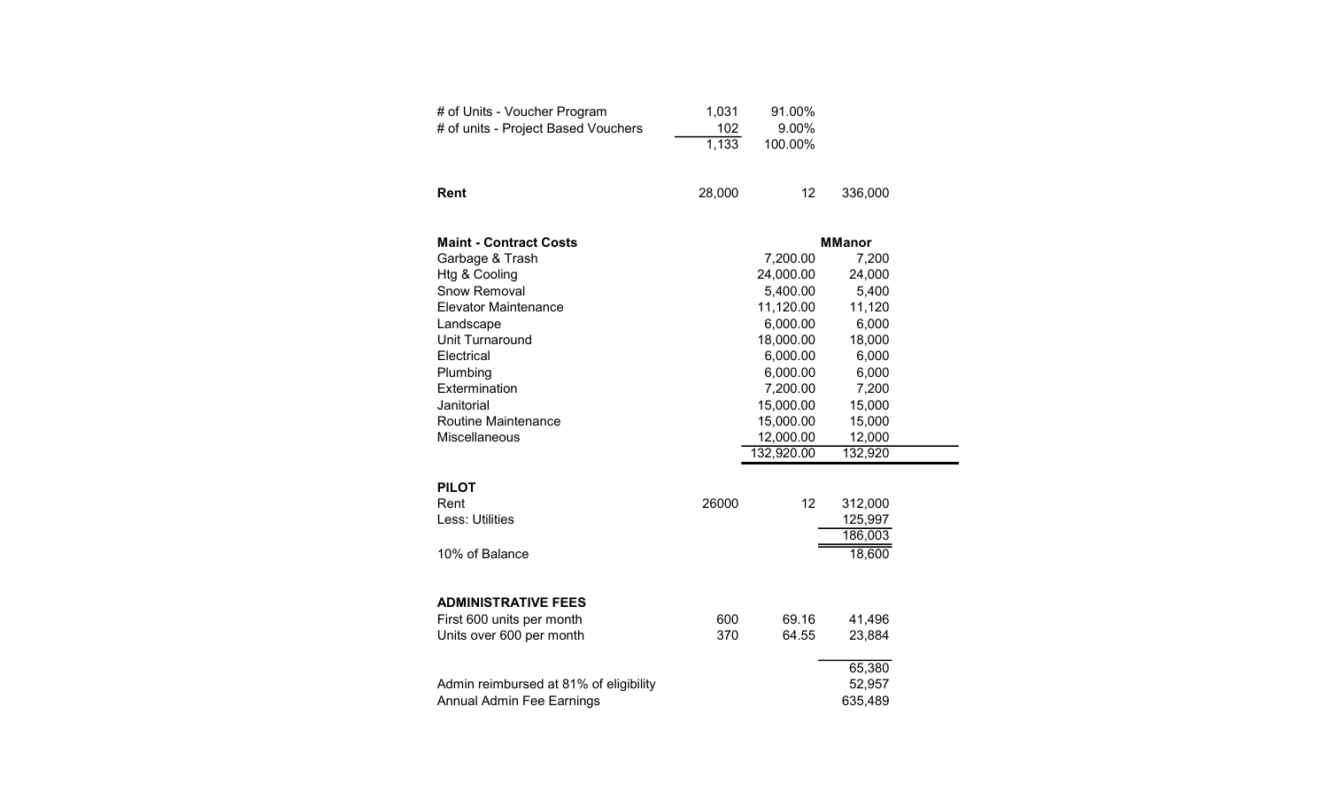| | | | |
|---|---|---|---|
| # of Units - Voucher Program | 1,031 | 91.00% | |
| # of units - Project Based Vouchers | 102 | 9.00% | |
| | 1,133 | 100.00% | |

| | | | |
|---|---|---|---|
| **Rent** | 28,000 | 12 | 336,000 |

| **Maint - Contract Costs** | | **MManor** |
|---|---|---|
| Garbage & Trash | 7,200.00 | 7,200 |
| Htg & Cooling | 24,000.00 | 24,000 |
| Snow Removal | 5,400.00 | 5,400 |
| Elevator Maintenance | 11,120.00 | 11,120 |
| Landscape | 6,000.00 | 6,000 |
| Unit Turnaround | 18,000.00 | 18,000 |
| Electrical | 6,000.00 | 6,000 |
| Plumbing | 6,000.00 | 6,000 |
| Extermination | 7,200.00 | 7,200 |
| Janitorial | 15,000.00 | 15,000 |
| Routine Maintenance | 15,000.00 | 15,000 |
| Miscellaneous | 12,000.00 | 12,000 |
| | 132,920.00 | 132,920 |

| **PILOT** | | | |
|---|---|---|---|
| Rent | 26000 | 12 | 312,000 |
| Less: Utilities | | | 125,997 |
| | | | 186,003 |
| 10% of Balance | | | 18,600 |

| **ADMINISTRATIVE FEES** | | | |
|---|---|---|---|
| First 600 units per month | 600 | 69.16 | 41,496 |
| Units over 600 per month | 370 | 64.55 | 23,884 |
| | | | 65,380 |
| Admin reimbursed at 81% of eligibility | | | 52,957 |
| Annual Admin Fee Earnings | | | 635,489 |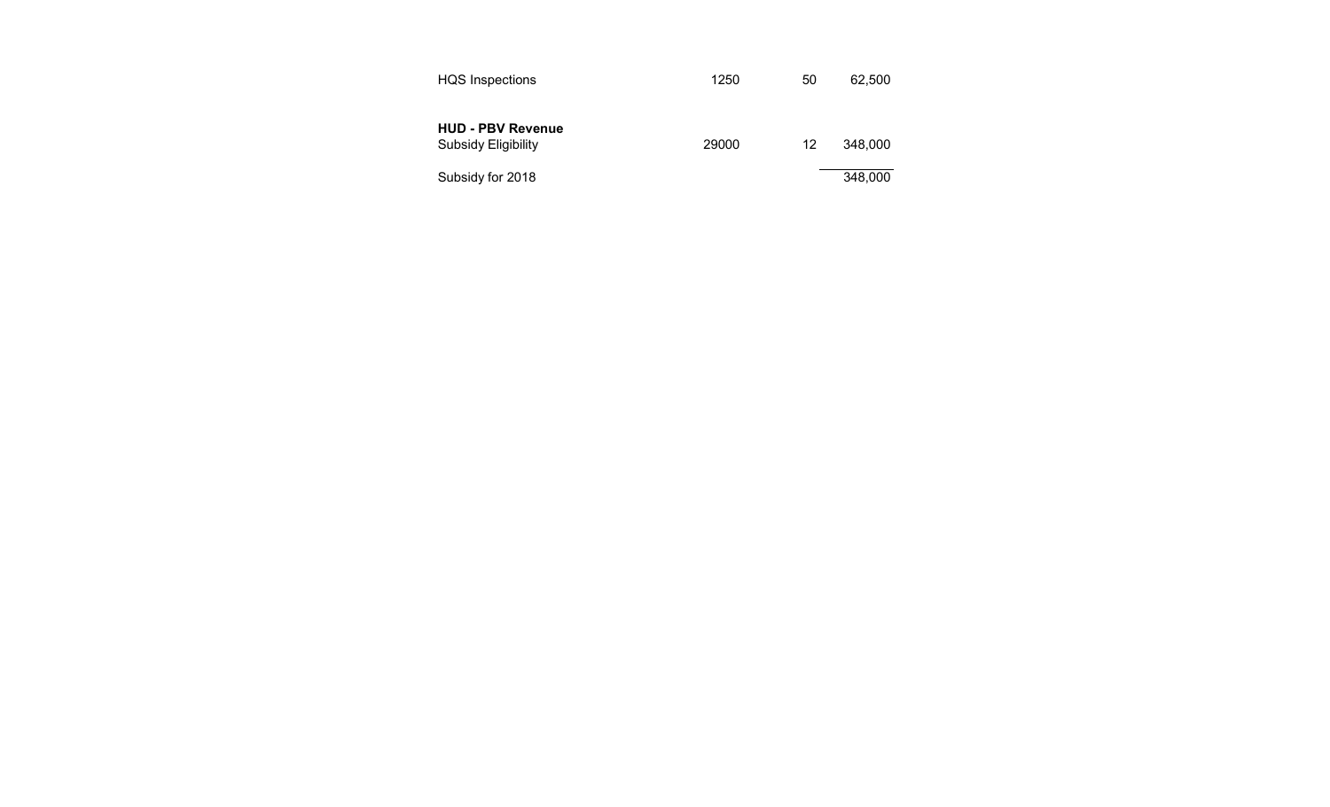| | | | |
|---|---|---|---|
| HQS Inspections | 1250 | 50 | 62,500 |
| | | | |
| **HUD - PBV Revenue** | | | |
| Subsidy Eligibility | 29000 | 12 | 348,000 |
| Subsidy for 2018 | | | 348,000 |